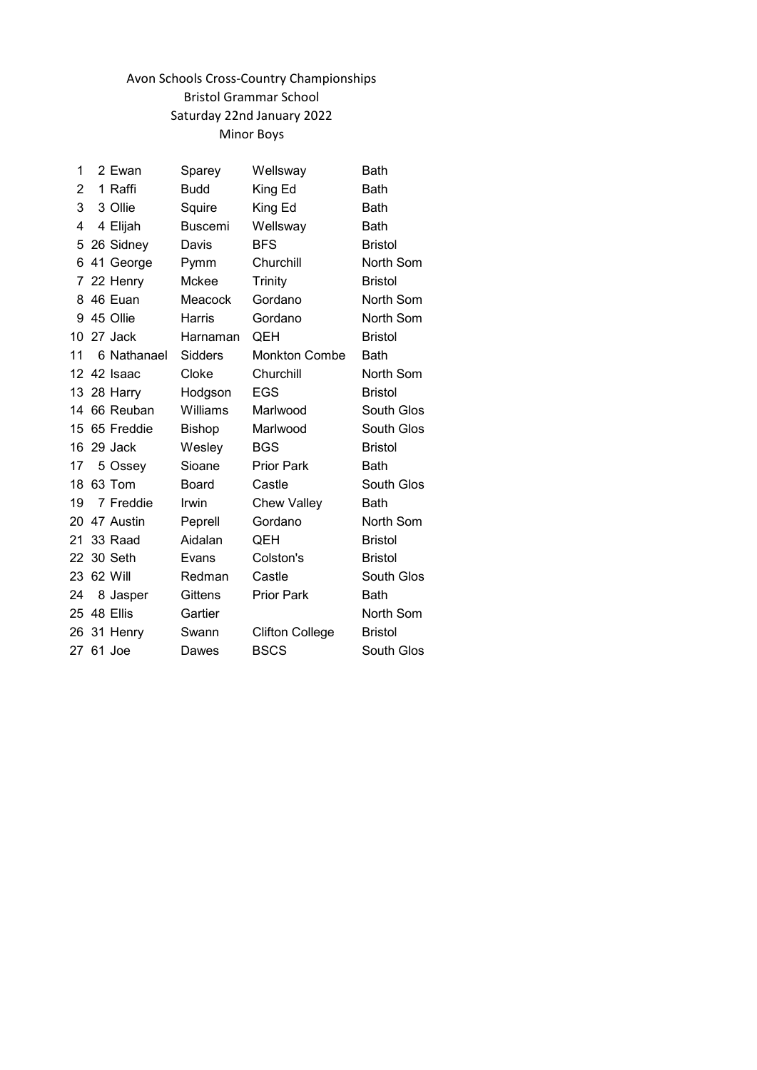Avon Schools Cross-Country Championships

Bristol Grammar School

Saturday 22nd January 2022

Minor Boys

| | | | | | |
|---|---|---|---|---|---|
| 1 | 2 | Ewan | Sparey | Wellsway | Bath |
| 2 | 1 | Raffi | Budd | King Ed | Bath |
| 3 | 3 | Ollie | Squire | King Ed | Bath |
| 4 | 4 | Elijah | Buscemi | Wellsway | Bath |
| 5 | 26 | Sidney | Davis | BFS | Bristol |
| 6 | 41 | George | Pymm | Churchill | North Som |
| 7 | 22 | Henry | Mckee | Trinity | Bristol |
| 8 | 46 | Euan | Meacock | Gordano | North Som |
| 9 | 45 | Ollie | Harris | Gordano | North Som |
| 10 | 27 | Jack | Harnaman | QEH | Bristol |
| 11 | 6 | Nathanael | Sidders | Monkton Combe | Bath |
| 12 | 42 | Isaac | Cloke | Churchill | North Som |
| 13 | 28 | Harry | Hodgson | EGS | Bristol |
| 14 | 66 | Reuban | Williams | Marlwood | South Glos |
| 15 | 65 | Freddie | Bishop | Marlwood | South Glos |
| 16 | 29 | Jack | Wesley | BGS | Bristol |
| 17 | 5 | Ossey | Sioane | Prior Park | Bath |
| 18 | 63 | Tom | Board | Castle | South Glos |
| 19 | 7 | Freddie | Irwin | Chew Valley | Bath |
| 20 | 47 | Austin | Peprell | Gordano | North Som |
| 21 | 33 | Raad | Aidalan | QEH | Bristol |
| 22 | 30 | Seth | Evans | Colston's | Bristol |
| 23 | 62 | Will | Redman | Castle | South Glos |
| 24 | 8 | Jasper | Gittens | Prior Park | Bath |
| 25 | 48 | Ellis | Gartier | | North Som |
| 26 | 31 | Henry | Swann | Clifton College | Bristol |
| 27 | 61 | Joe | Dawes | BSCS | South Glos |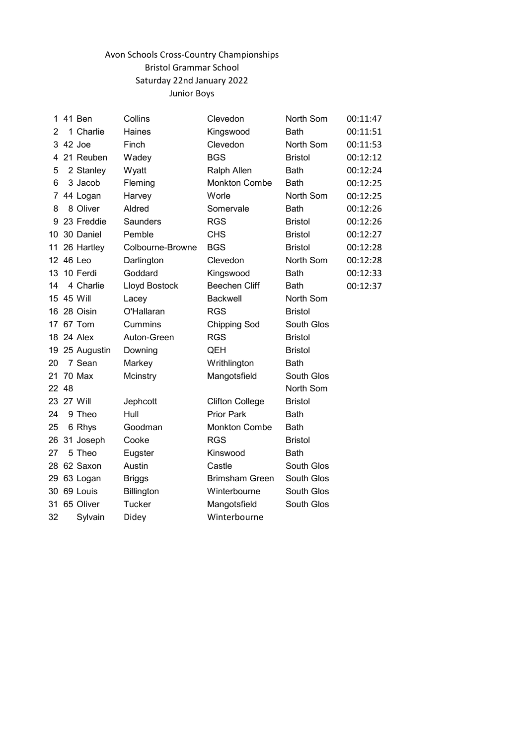Avon Schools Cross-Country Championships

Bristol Grammar School

Saturday 22nd January 2022

Junior Boys

| Pos | No | First Name | Surname | School | Area | Time |
|---|---|---|---|---|---|---|
| 1 | 41 | Ben | Collins | Clevedon | North Som | 00:11:47 |
| 2 | 1 | Charlie | Haines | Kingswood | Bath | 00:11:51 |
| 3 | 42 | Joe | Finch | Clevedon | North Som | 00:11:53 |
| 4 | 21 | Reuben | Wadey | BGS | Bristol | 00:12:12 |
| 5 | 2 | Stanley | Wyatt | Ralph Allen | Bath | 00:12:24 |
| 6 | 3 | Jacob | Fleming | Monkton Combe | Bath | 00:12:25 |
| 7 | 44 | Logan | Harvey | Worle | North Som | 00:12:25 |
| 8 | 8 | Oliver | Aldred | Somervale | Bath | 00:12:26 |
| 9 | 23 | Freddie | Saunders | RGS | Bristol | 00:12:26 |
| 10 | 30 | Daniel | Pemble | CHS | Bristol | 00:12:27 |
| 11 | 26 | Hartley | Colbourne-Browne | BGS | Bristol | 00:12:28 |
| 12 | 46 | Leo | Darlington | Clevedon | North Som | 00:12:28 |
| 13 | 10 | Ferdi | Goddard | Kingswood | Bath | 00:12:33 |
| 14 | 4 | Charlie | Lloyd Bostock | Beechen Cliff | Bath | 00:12:37 |
| 15 | 45 | Will | Lacey | Backwell | North Som | |
| 16 | 28 | Oisin | O'Hallaran | RGS | Bristol | |
| 17 | 67 | Tom | Cummins | Chipping Sod | South Glos | |
| 18 | 24 | Alex | Auton-Green | RGS | Bristol | |
| 19 | 25 | Augustin | Downing | QEH | Bristol | |
| 20 | 7 | Sean | Markey | Writhlington | Bath | |
| 21 | 70 | Max | Mcinstry | Mangotsfield | South Glos | |
| 22 | 48 | | | | North Som | |
| 23 | 27 | Will | Jephcott | Clifton College | Bristol | |
| 24 | 9 | Theo | Hull | Prior Park | Bath | |
| 25 | 6 | Rhys | Goodman | Monkton Combe | Bath | |
| 26 | 31 | Joseph | Cooke | RGS | Bristol | |
| 27 | 5 | Theo | Eugster | Kinswood | Bath | |
| 28 | 62 | Saxon | Austin | Castle | South Glos | |
| 29 | 63 | Logan | Briggs | Brimsham Green | South Glos | |
| 30 | 69 | Louis | Billington | Winterbourne | South Glos | |
| 31 | 65 | Oliver | Tucker | Mangotsfield | South Glos | |
| 32 | | Sylvain | Didey | Winterbourne | | |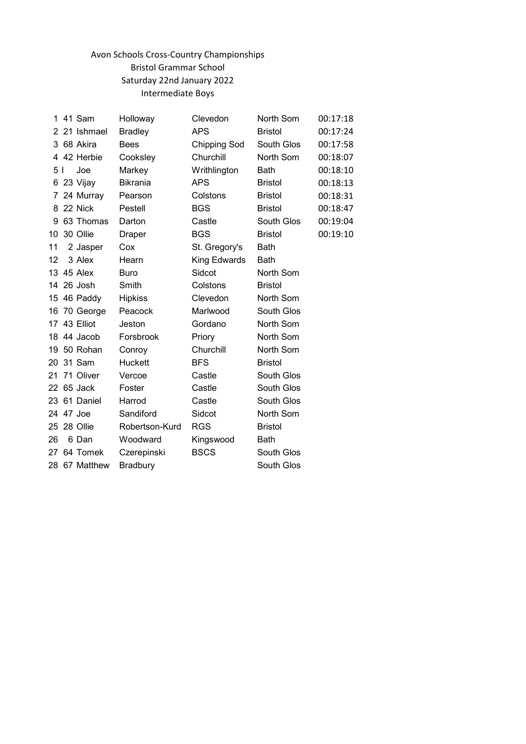Avon Schools Cross-Country Championships
Bristol Grammar School
Saturday 22nd January 2022
Intermediate Boys

| Pos | No | First Name | Surname | School | Area | Time |
|---|---|---|---|---|---|---|
| 1 | 41 | Sam | Holloway | Clevedon | North Som | 00:17:18 |
| 2 | 21 | Ishmael | Bradley | APS | Bristol | 00:17:24 |
| 3 | 68 | Akira | Bees | Chipping Sod | South Glos | 00:17:58 |
| 4 | 42 | Herbie | Cooksley | Churchill | North Som | 00:18:07 |
| 5 | I | Joe | Markey | Writhlington | Bath | 00:18:10 |
| 6 | 23 | Vijay | Bikrania | APS | Bristol | 00:18:13 |
| 7 | 24 | Murray | Pearson | Colstons | Bristol | 00:18:31 |
| 8 | 22 | Nick | Pestell | BGS | Bristol | 00:18:47 |
| 9 | 63 | Thomas | Darton | Castle | South Glos | 00:19:04 |
| 10 | 30 | Ollie | Draper | BGS | Bristol | 00:19:10 |
| 11 | 2 | Jasper | Cox | St. Gregory's | Bath | |
| 12 | 3 | Alex | Hearn | King Edwards | Bath | |
| 13 | 45 | Alex | Buro | Sidcot | North Som | |
| 14 | 26 | Josh | Smith | Colstons | Bristol | |
| 15 | 46 | Paddy | Hipkiss | Clevedon | North Som | |
| 16 | 70 | George | Peacock | Marlwood | South Glos | |
| 17 | 43 | Elliot | Jeston | Gordano | North Som | |
| 18 | 44 | Jacob | Forsbrook | Priory | North Som | |
| 19 | 50 | Rohan | Conroy | Churchill | North Som | |
| 20 | 31 | Sam | Huckett | BFS | Bristol | |
| 21 | 71 | Oliver | Vercoe | Castle | South Glos | |
| 22 | 65 | Jack | Foster | Castle | South Glos | |
| 23 | 61 | Daniel | Harrod | Castle | South Glos | |
| 24 | 47 | Joe | Sandiford | Sidcot | North Som | |
| 25 | 28 | Ollie | Robertson-Kurd | RGS | Bristol | |
| 26 | 6 | Dan | Woodward | Kingswood | Bath | |
| 27 | 64 | Tomek | Czerepinski | BSCS | South Glos | |
| 28 | 67 | Matthew | Bradbury | | South Glos | |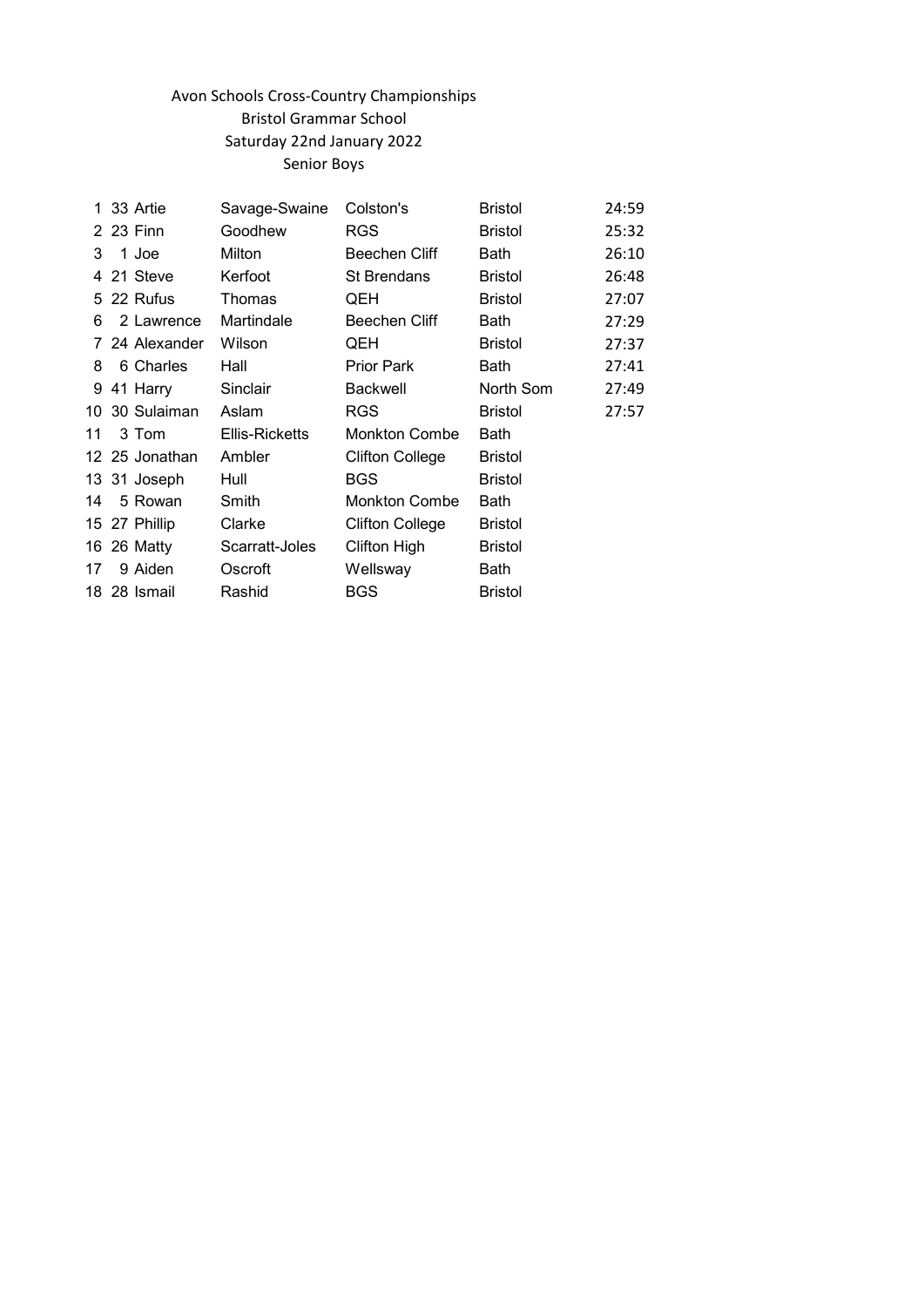Avon Schools Cross-Country Championships

Bristol Grammar School

Saturday 22nd January 2022

Senior Boys

| | | | | | | |
|---|---|---|---|---|---|---|
| 1 | 33 | Artie | Savage-Swaine | Colston's | Bristol | 24:59 |
| 2 | 23 | Finn | Goodhew | RGS | Bristol | 25:32 |
| 3 | 1 | Joe | Milton | Beechen Cliff | Bath | 26:10 |
| 4 | 21 | Steve | Kerfoot | St Brendans | Bristol | 26:48 |
| 5 | 22 | Rufus | Thomas | QEH | Bristol | 27:07 |
| 6 | 2 | Lawrence | Martindale | Beechen Cliff | Bath | 27:29 |
| 7 | 24 | Alexander | Wilson | QEH | Bristol | 27:37 |
| 8 | 6 | Charles | Hall | Prior Park | Bath | 27:41 |
| 9 | 41 | Harry | Sinclair | Backwell | North Som | 27:49 |
| 10 | 30 | Sulaiman | Aslam | RGS | Bristol | 27:57 |
| 11 | 3 | Tom | Ellis-Ricketts | Monkton Combe | Bath | |
| 12 | 25 | Jonathan | Ambler | Clifton College | Bristol | |
| 13 | 31 | Joseph | Hull | BGS | Bristol | |
| 14 | 5 | Rowan | Smith | Monkton Combe | Bath | |
| 15 | 27 | Phillip | Clarke | Clifton College | Bristol | |
| 16 | 26 | Matty | Scarratt-Joles | Clifton High | Bristol | |
| 17 | 9 | Aiden | Oscroft | Wellsway | Bath | |
| 18 | 28 | Ismail | Rashid | BGS | Bristol | |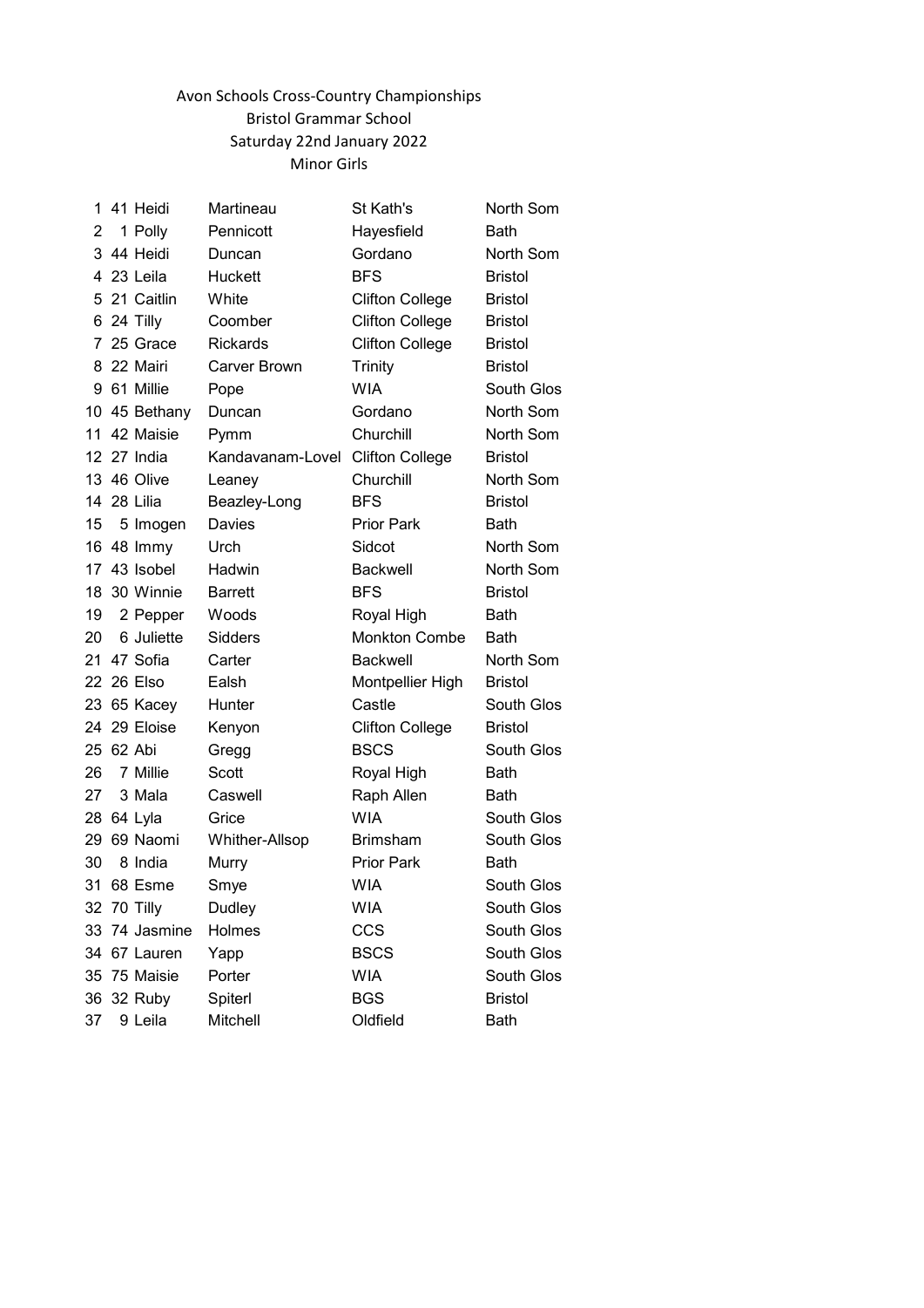Avon Schools Cross-Country Championships
Bristol Grammar School
Saturday 22nd January 2022
Minor Girls

| | | | | | |
|---|---|---|---|---|---|
| 1 | 41 | Heidi | Martineau | St Kath's | North Som |
| 2 | 1 | Polly | Pennicott | Hayesfield | Bath |
| 3 | 44 | Heidi | Duncan | Gordano | North Som |
| 4 | 23 | Leila | Huckett | BFS | Bristol |
| 5 | 21 | Caitlin | White | Clifton College | Bristol |
| 6 | 24 | Tilly | Coomber | Clifton College | Bristol |
| 7 | 25 | Grace | Rickards | Clifton College | Bristol |
| 8 | 22 | Mairi | Carver Brown | Trinity | Bristol |
| 9 | 61 | Millie | Pope | WIA | South Glos |
| 10 | 45 | Bethany | Duncan | Gordano | North Som |
| 11 | 42 | Maisie | Pymm | Churchill | North Som |
| 12 | 27 | India | Kandavanam-Lovel | Clifton College | Bristol |
| 13 | 46 | Olive | Leaney | Churchill | North Som |
| 14 | 28 | Lilia | Beazley-Long | BFS | Bristol |
| 15 | 5 | Imogen | Davies | Prior Park | Bath |
| 16 | 48 | Immy | Urch | Sidcot | North Som |
| 17 | 43 | Isobel | Hadwin | Backwell | North Som |
| 18 | 30 | Winnie | Barrett | BFS | Bristol |
| 19 | 2 | Pepper | Woods | Royal High | Bath |
| 20 | 6 | Juliette | Sidders | Monkton Combe | Bath |
| 21 | 47 | Sofia | Carter | Backwell | North Som |
| 22 | 26 | Elso | Ealsh | Montpellier High | Bristol |
| 23 | 65 | Kacey | Hunter | Castle | South Glos |
| 24 | 29 | Eloise | Kenyon | Clifton College | Bristol |
| 25 | 62 | Abi | Gregg | BSCS | South Glos |
| 26 | 7 | Millie | Scott | Royal High | Bath |
| 27 | 3 | Mala | Caswell | Raph Allen | Bath |
| 28 | 64 | Lyla | Grice | WIA | South Glos |
| 29 | 69 | Naomi | Whither-Allsop | Brimsham | South Glos |
| 30 | 8 | India | Murry | Prior Park | Bath |
| 31 | 68 | Esme | Smye | WIA | South Glos |
| 32 | 70 | Tilly | Dudley | WIA | South Glos |
| 33 | 74 | Jasmine | Holmes | CCS | South Glos |
| 34 | 67 | Lauren | Yapp | BSCS | South Glos |
| 35 | 75 | Maisie | Porter | WIA | South Glos |
| 36 | 32 | Ruby | Spiterl | BGS | Bristol |
| 37 | 9 | Leila | Mitchell | Oldfield | Bath |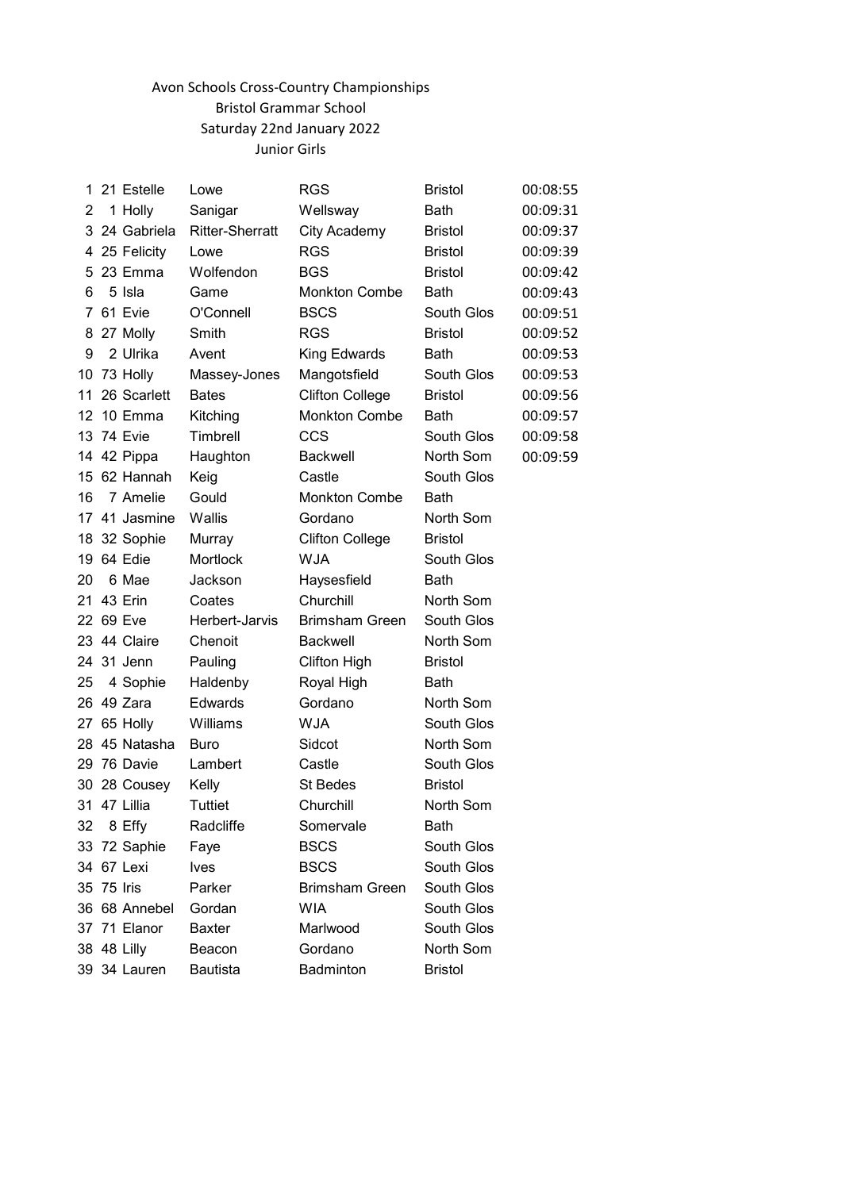Avon Schools Cross-Country Championships
Bristol Grammar School
Saturday 22nd January 2022
Junior Girls

| | | | | | | |
|---|---|---|---|---|---|---|
| 1 | 21 | Estelle | Lowe | RGS | Bristol | 00:08:55 |
| 2 | 1 | Holly | Sanigar | Wellsway | Bath | 00:09:31 |
| 3 | 24 | Gabriela | Ritter-Sherratt | City Academy | Bristol | 00:09:37 |
| 4 | 25 | Felicity | Lowe | RGS | Bristol | 00:09:39 |
| 5 | 23 | Emma | Wolfendon | BGS | Bristol | 00:09:42 |
| 6 | 5 | Isla | Game | Monkton Combe | Bath | 00:09:43 |
| 7 | 61 | Evie | O'Connell | BSCS | South Glos | 00:09:51 |
| 8 | 27 | Molly | Smith | RGS | Bristol | 00:09:52 |
| 9 | 2 | Ulrika | Avent | King Edwards | Bath | 00:09:53 |
| 10 | 73 | Holly | Massey-Jones | Mangotsfield | South Glos | 00:09:53 |
| 11 | 26 | Scarlett | Bates | Clifton College | Bristol | 00:09:56 |
| 12 | 10 | Emma | Kitching | Monkton Combe | Bath | 00:09:57 |
| 13 | 74 | Evie | Timbrell | CCS | South Glos | 00:09:58 |
| 14 | 42 | Pippa | Haughton | Backwell | North Som | 00:09:59 |
| 15 | 62 | Hannah | Keig | Castle | South Glos | |
| 16 | 7 | Amelie | Gould | Monkton Combe | Bath | |
| 17 | 41 | Jasmine | Wallis | Gordano | North Som | |
| 18 | 32 | Sophie | Murray | Clifton College | Bristol | |
| 19 | 64 | Edie | Mortlock | WJA | South Glos | |
| 20 | 6 | Mae | Jackson | Haysesfield | Bath | |
| 21 | 43 | Erin | Coates | Churchill | North Som | |
| 22 | 69 | Eve | Herbert-Jarvis | Brimsham Green | South Glos | |
| 23 | 44 | Claire | Chenoit | Backwell | North Som | |
| 24 | 31 | Jenn | Pauling | Clifton High | Bristol | |
| 25 | 4 | Sophie | Haldenby | Royal High | Bath | |
| 26 | 49 | Zara | Edwards | Gordano | North Som | |
| 27 | 65 | Holly | Williams | WJA | South Glos | |
| 28 | 45 | Natasha | Buro | Sidcot | North Som | |
| 29 | 76 | Davie | Lambert | Castle | South Glos | |
| 30 | 28 | Cousey | Kelly | St Bedes | Bristol | |
| 31 | 47 | Lillia | Tuttiet | Churchill | North Som | |
| 32 | 8 | Effy | Radcliffe | Somervale | Bath | |
| 33 | 72 | Saphie | Faye | BSCS | South Glos | |
| 34 | 67 | Lexi | Ives | BSCS | South Glos | |
| 35 | 75 | Iris | Parker | Brimsham Green | South Glos | |
| 36 | 68 | Annebel | Gordan | WIA | South Glos | |
| 37 | 71 | Elanor | Baxter | Marlwood | South Glos | |
| 38 | 48 | Lilly | Beacon | Gordano | North Som | |
| 39 | 34 | Lauren | Bautista | Badminton | Bristol | |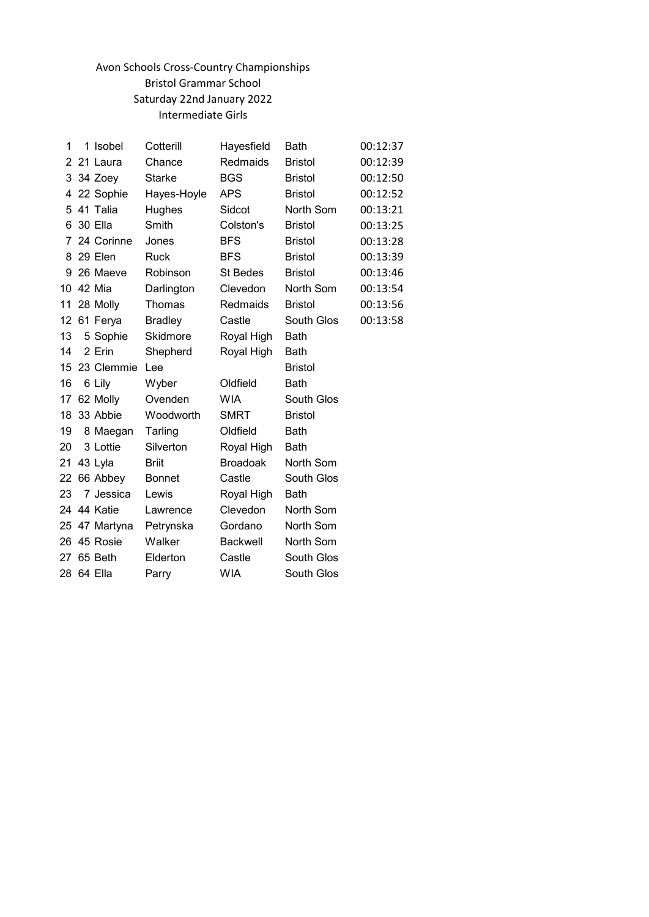Avon Schools Cross-Country Championships

Bristol Grammar School

Saturday 22nd January 2022

Intermediate Girls

| | | | | | | |
|---|---|---|---|---|---|---|
| 1 | 1 | Isobel | Cotterill | Hayesfield | Bath | 00:12:37 |
| 2 | 21 | Laura | Chance | Redmaids | Bristol | 00:12:39 |
| 3 | 34 | Zoey | Starke | BGS | Bristol | 00:12:50 |
| 4 | 22 | Sophie | Hayes-Hoyle | APS | Bristol | 00:12:52 |
| 5 | 41 | Talia | Hughes | Sidcot | North Som | 00:13:21 |
| 6 | 30 | Ella | Smith | Colston's | Bristol | 00:13:25 |
| 7 | 24 | Corinne | Jones | BFS | Bristol | 00:13:28 |
| 8 | 29 | Elen | Ruck | BFS | Bristol | 00:13:39 |
| 9 | 26 | Maeve | Robinson | St Bedes | Bristol | 00:13:46 |
| 10 | 42 | Mia | Darlington | Clevedon | North Som | 00:13:54 |
| 11 | 28 | Molly | Thomas | Redmaids | Bristol | 00:13:56 |
| 12 | 61 | Ferya | Bradley | Castle | South Glos | 00:13:58 |
| 13 | 5 | Sophie | Skidmore | Royal High | Bath | |
| 14 | 2 | Erin | Shepherd | Royal High | Bath | |
| 15 | 23 | Clemmie | Lee | | Bristol | |
| 16 | 6 | Lily | Wyber | Oldfield | Bath | |
| 17 | 62 | Molly | Ovenden | WIA | South Glos | |
| 18 | 33 | Abbie | Woodworth | SMRT | Bristol | |
| 19 | 8 | Maegan | Tarling | Oldfield | Bath | |
| 20 | 3 | Lottie | Silverton | Royal High | Bath | |
| 21 | 43 | Lyla | Briit | Broadoak | North Som | |
| 22 | 66 | Abbey | Bonnet | Castle | South Glos | |
| 23 | 7 | Jessica | Lewis | Royal High | Bath | |
| 24 | 44 | Katie | Lawrence | Clevedon | North Som | |
| 25 | 47 | Martyna | Petrynska | Gordano | North Som | |
| 26 | 45 | Rosie | Walker | Backwell | North Som | |
| 27 | 65 | Beth | Elderton | Castle | South Glos | |
| 28 | 64 | Ella | Parry | WIA | South Glos | |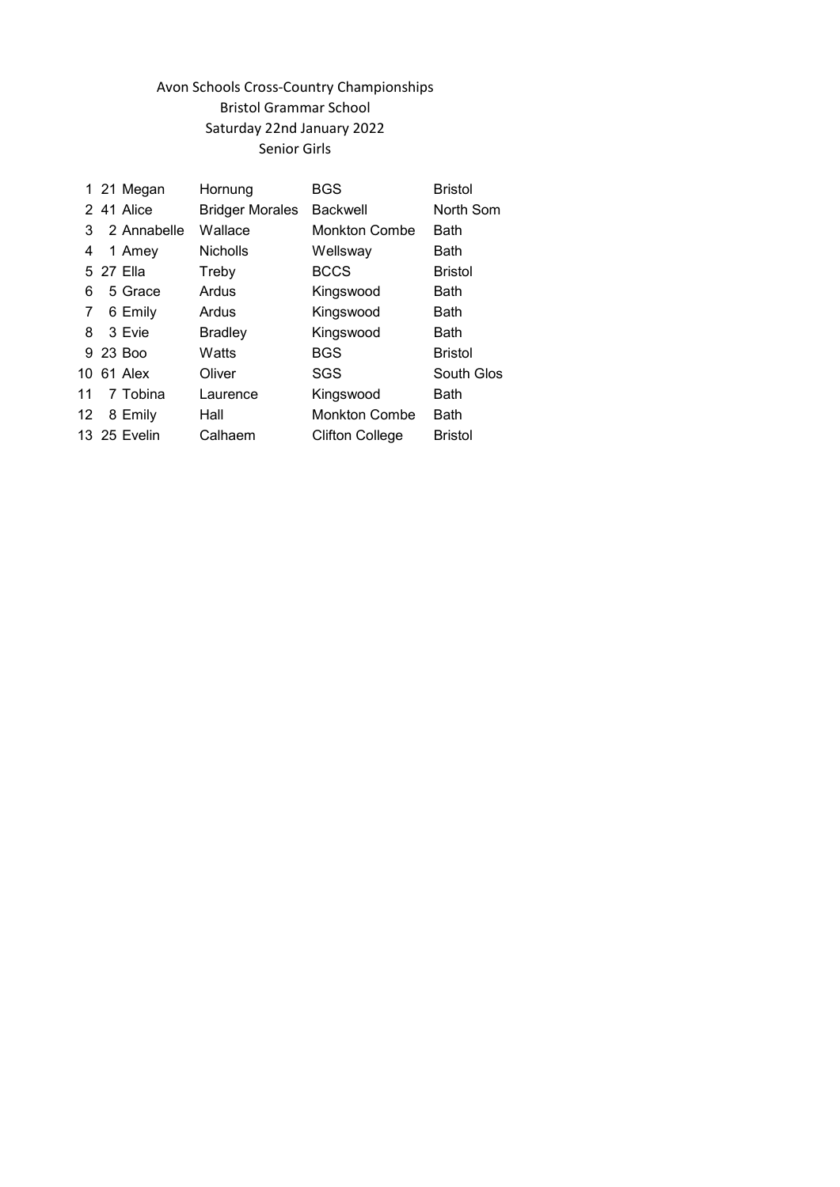Avon Schools Cross-Country Championships
Bristol Grammar School
Saturday 22nd January 2022
Senior Girls

| | | | | | |
|---|---|---|---|---|---|
| 1 | 21 | Megan | Hornung | BGS | Bristol |
| 2 | 41 | Alice | Bridger Morales | Backwell | North Som |
| 3 | 2 | Annabelle | Wallace | Monkton Combe | Bath |
| 4 | 1 | Amey | Nicholls | Wellsway | Bath |
| 5 | 27 | Ella | Treby | BCCS | Bristol |
| 6 | 5 | Grace | Ardus | Kingswood | Bath |
| 7 | 6 | Emily | Ardus | Kingswood | Bath |
| 8 | 3 | Evie | Bradley | Kingswood | Bath |
| 9 | 23 | Boo | Watts | BGS | Bristol |
| 10 | 61 | Alex | Oliver | SGS | South Glos |
| 11 | 7 | Tobina | Laurence | Kingswood | Bath |
| 12 | 8 | Emily | Hall | Monkton Combe | Bath |
| 13 | 25 | Evelin | Calhaem | Clifton College | Bristol |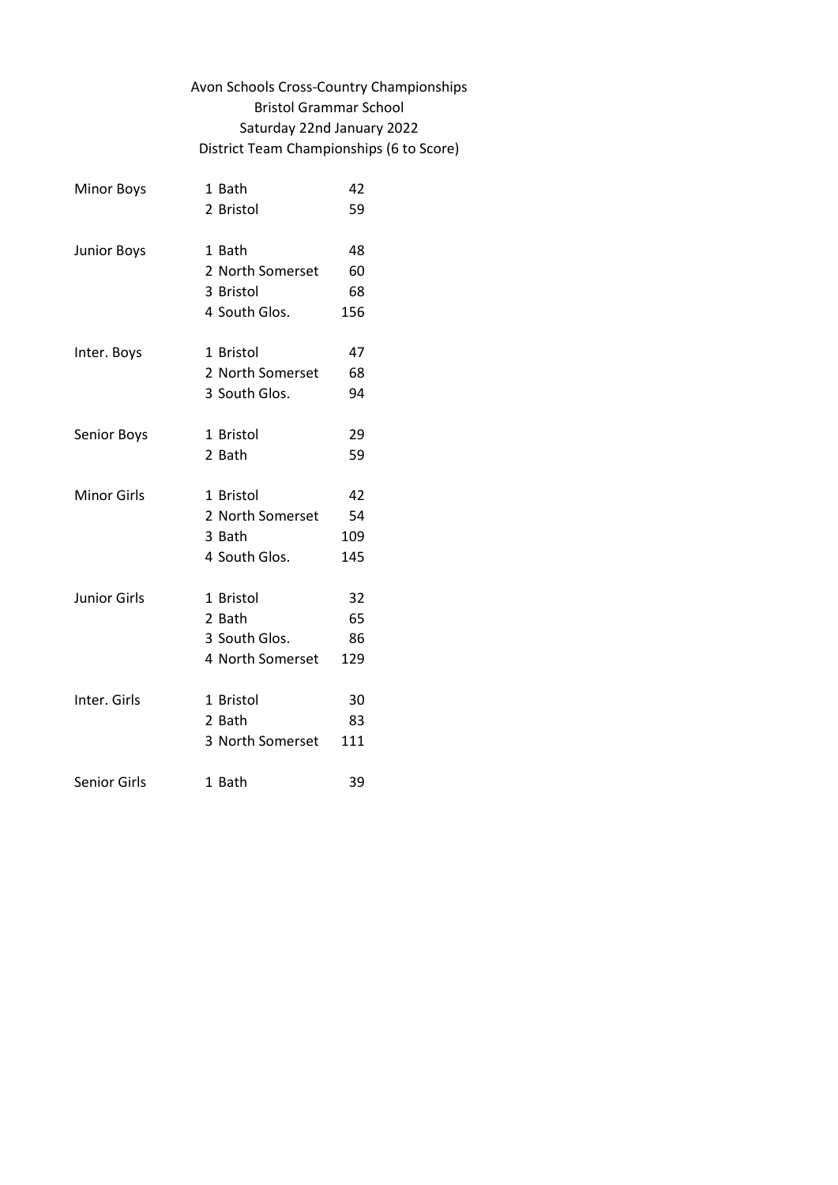Avon Schools Cross-Country Championships
Bristol Grammar School
Saturday 22nd January 2022
District Team Championships (6 to Score)

| | | | |
|---|---|---|---|
| Minor Boys | 1 | Bath | 42 |
| | 2 | Bristol | 59 |
| Junior Boys | 1 | Bath | 48 |
| | 2 | North Somerset | 60 |
| | 3 | Bristol | 68 |
| | 4 | South Glos. | 156 |
| Inter. Boys | 1 | Bristol | 47 |
| | 2 | North Somerset | 68 |
| | 3 | South Glos. | 94 |
| Senior Boys | 1 | Bristol | 29 |
| | 2 | Bath | 59 |
| Minor Girls | 1 | Bristol | 42 |
| | 2 | North Somerset | 54 |
| | 3 | Bath | 109 |
| | 4 | South Glos. | 145 |
| Junior Girls | 1 | Bristol | 32 |
| | 2 | Bath | 65 |
| | 3 | South Glos. | 86 |
| | 4 | North Somerset | 129 |
| Inter. Girls | 1 | Bristol | 30 |
| | 2 | Bath | 83 |
| | 3 | North Somerset | 111 |
| Senior Girls | 1 | Bath | 39 |